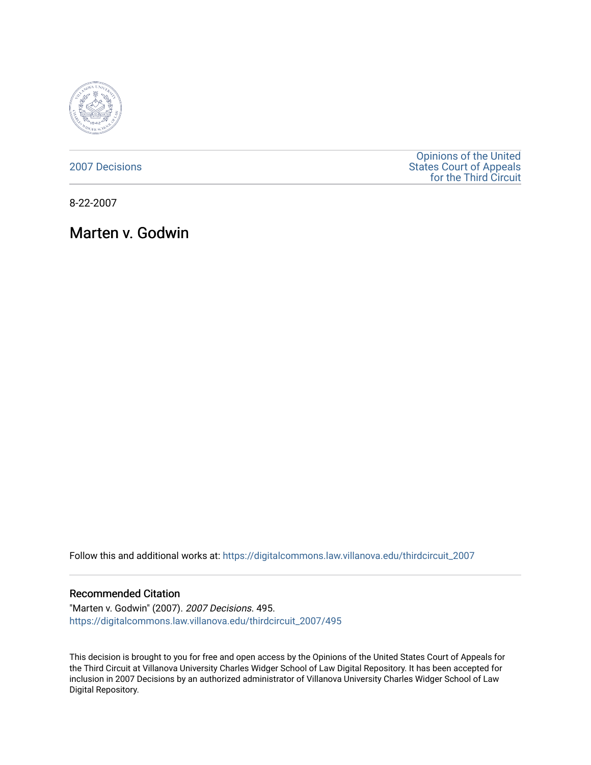2007 Decisions

Opinions of the United States Court of Appeals for the Third Circuit

8-22-2007

# Marten v. Godwin

Follow this and additional works at: https://digitalcommons.law.villanova.edu/thirdcircuit_2007

## Recommended Citation

"Marten v. Godwin" (2007). *2007 Decisions*. 495.
https://digitalcommons.law.villanova.edu/thirdcircuit_2007/495

This decision is brought to you for free and open access by the Opinions of the United States Court of Appeals for the Third Circuit at Villanova University Charles Widger School of Law Digital Repository. It has been accepted for inclusion in 2007 Decisions by an authorized administrator of Villanova University Charles Widger School of Law Digital Repository.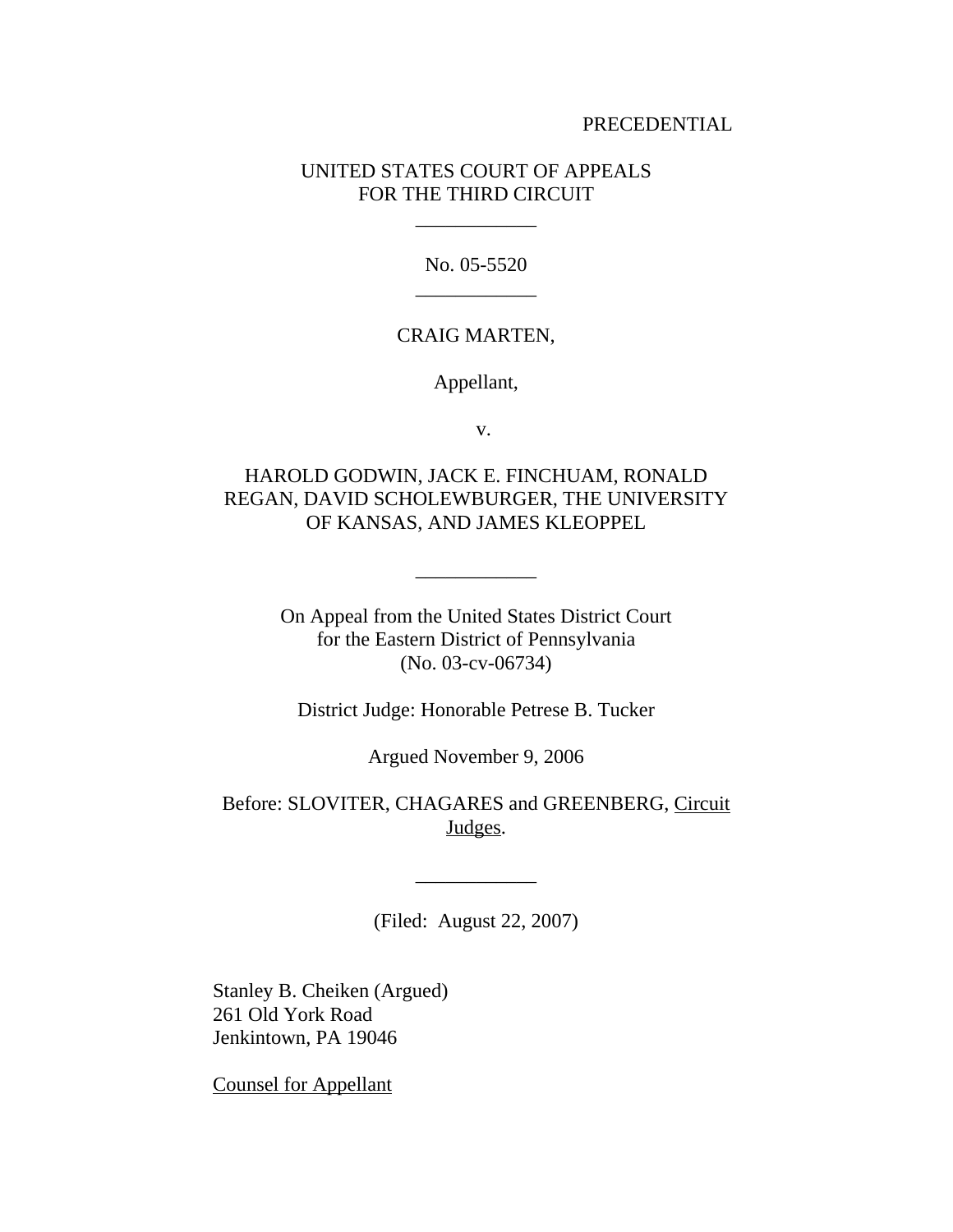PRECEDENTIAL

UNITED STATES COURT OF APPEALS
FOR THE THIRD CIRCUIT

---

No. 05-5520

---

CRAIG MARTEN,

Appellant,

v.

HAROLD GODWIN, JACK E. FINCHUAM, RONALD REGAN, DAVID SCHOLEWBURGER, THE UNIVERSITY OF KANSAS, AND JAMES KLEOPPEL

---

On Appeal from the United States District Court
for the Eastern District of Pennsylvania
(No. 03-cv-06734)

District Judge: Honorable Petrese B. Tucker

Argued November 9, 2006

Before: SLOVITER, CHAGARES and GREENBERG, Circuit Judges.

---

(Filed: August 22, 2007)

Stanley B. Cheiken (Argued)
261 Old York Road
Jenkintown, PA 19046

Counsel for Appellant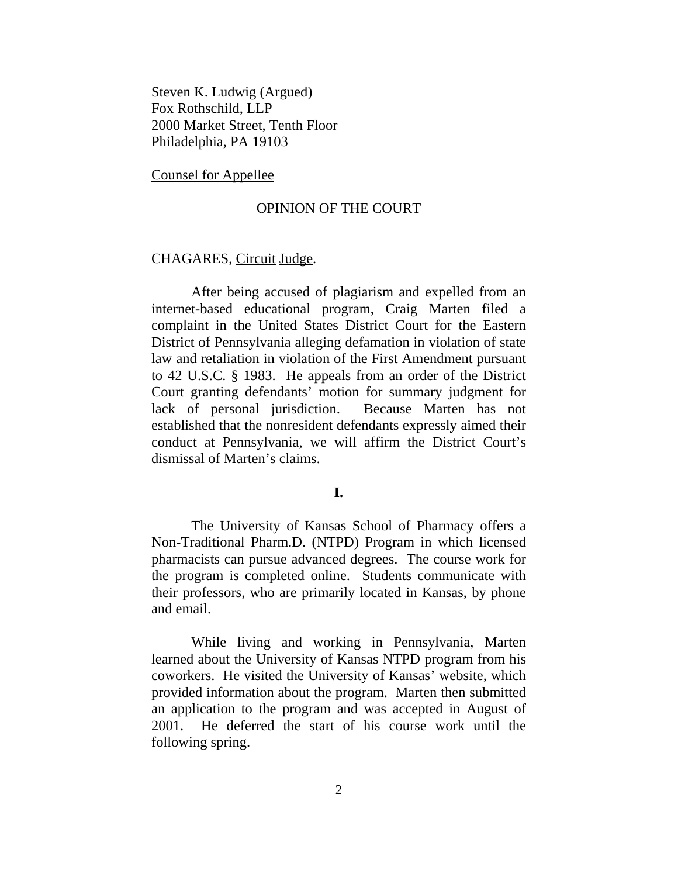Steven K. Ludwig (Argued)
Fox Rothschild, LLP
2000 Market Street, Tenth Floor
Philadelphia, PA 19103

Counsel for Appellee

OPINION OF THE COURT

CHAGARES, Circuit Judge.

After being accused of plagiarism and expelled from an internet-based educational program, Craig Marten filed a complaint in the United States District Court for the Eastern District of Pennsylvania alleging defamation in violation of state law and retaliation in violation of the First Amendment pursuant to 42 U.S.C. § 1983. He appeals from an order of the District Court granting defendants' motion for summary judgment for lack of personal jurisdiction. Because Marten has not established that the nonresident defendants expressly aimed their conduct at Pennsylvania, we will affirm the District Court's dismissal of Marten's claims.

**I.**

The University of Kansas School of Pharmacy offers a Non-Traditional Pharm.D. (NTPD) Program in which licensed pharmacists can pursue advanced degrees. The course work for the program is completed online. Students communicate with their professors, who are primarily located in Kansas, by phone and email.

While living and working in Pennsylvania, Marten learned about the University of Kansas NTPD program from his coworkers. He visited the University of Kansas' website, which provided information about the program. Marten then submitted an application to the program and was accepted in August of 2001. He deferred the start of his course work until the following spring.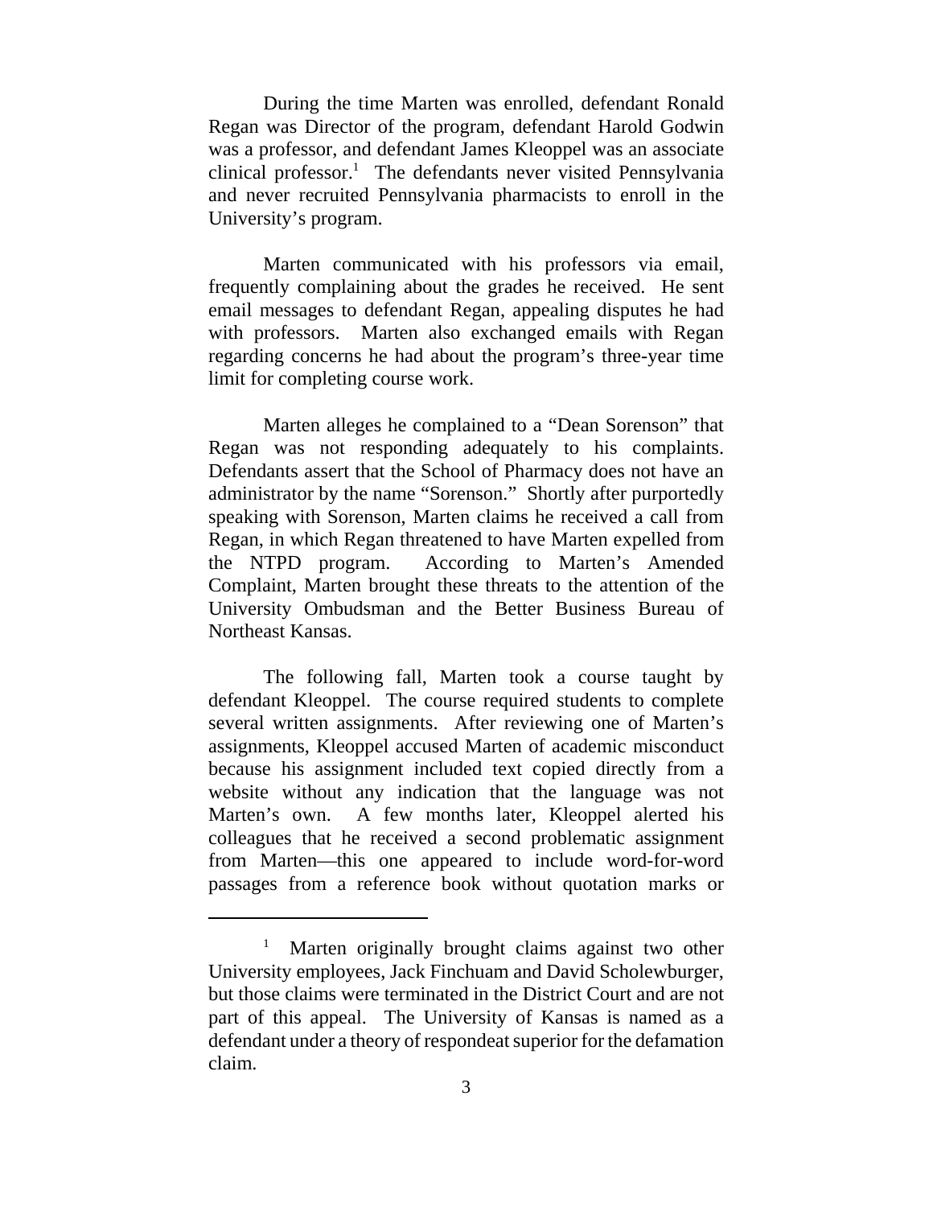During the time Marten was enrolled, defendant Ronald Regan was Director of the program, defendant Harold Godwin was a professor, and defendant James Kleoppel was an associate clinical professor.[1] The defendants never visited Pennsylvania and never recruited Pennsylvania pharmacists to enroll in the University's program.

Marten communicated with his professors via email, frequently complaining about the grades he received. He sent email messages to defendant Regan, appealing disputes he had with professors. Marten also exchanged emails with Regan regarding concerns he had about the program's three-year time limit for completing course work.

Marten alleges he complained to a "Dean Sorenson" that Regan was not responding adequately to his complaints. Defendants assert that the School of Pharmacy does not have an administrator by the name "Sorenson." Shortly after purportedly speaking with Sorenson, Marten claims he received a call from Regan, in which Regan threatened to have Marten expelled from the NTPD program. According to Marten's Amended Complaint, Marten brought these threats to the attention of the University Ombudsman and the Better Business Bureau of Northeast Kansas.

The following fall, Marten took a course taught by defendant Kleoppel. The course required students to complete several written assignments. After reviewing one of Marten's assignments, Kleoppel accused Marten of academic misconduct because his assignment included text copied directly from a website without any indication that the language was not Marten's own. A few months later, Kleoppel alerted his colleagues that he received a second problematic assignment from Marten—this one appeared to include word-for-word passages from a reference book without quotation marks or

[1] Marten originally brought claims against two other University employees, Jack Finchuam and David Scholewburger, but those claims were terminated in the District Court and are not part of this appeal. The University of Kansas is named as a defendant under a theory of respondeat superior for the defamation claim.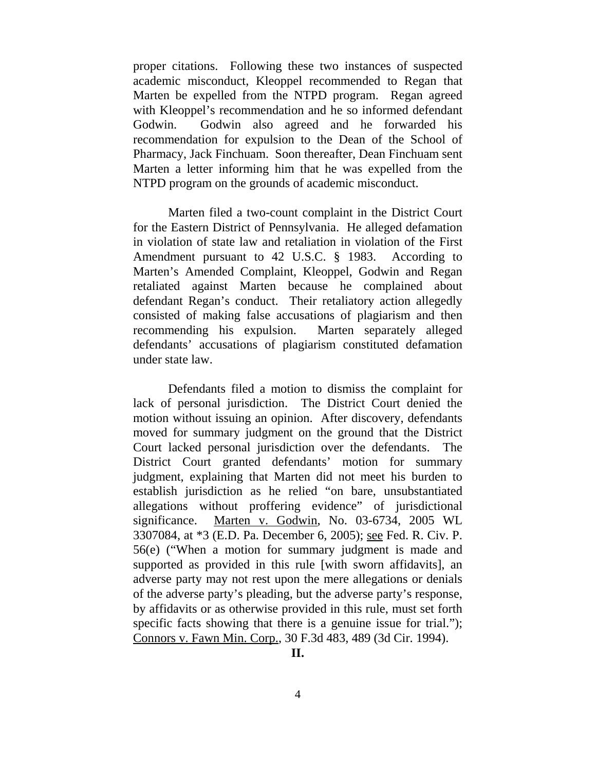proper citations. Following these two instances of suspected academic misconduct, Kleoppel recommended to Regan that Marten be expelled from the NTPD program. Regan agreed with Kleoppel's recommendation and he so informed defendant Godwin. Godwin also agreed and he forwarded his recommendation for expulsion to the Dean of the School of Pharmacy, Jack Finchuam. Soon thereafter, Dean Finchuam sent Marten a letter informing him that he was expelled from the NTPD program on the grounds of academic misconduct.

Marten filed a two-count complaint in the District Court for the Eastern District of Pennsylvania. He alleged defamation in violation of state law and retaliation in violation of the First Amendment pursuant to 42 U.S.C. § 1983. According to Marten's Amended Complaint, Kleoppel, Godwin and Regan retaliated against Marten because he complained about defendant Regan's conduct. Their retaliatory action allegedly consisted of making false accusations of plagiarism and then recommending his expulsion. Marten separately alleged defendants' accusations of plagiarism constituted defamation under state law.

Defendants filed a motion to dismiss the complaint for lack of personal jurisdiction. The District Court denied the motion without issuing an opinion. After discovery, defendants moved for summary judgment on the ground that the District Court lacked personal jurisdiction over the defendants. The District Court granted defendants' motion for summary judgment, explaining that Marten did not meet his burden to establish jurisdiction as he relied "on bare, unsubstantiated allegations without proffering evidence" of jurisdictional significance. Marten v. Godwin, No. 03-6734, 2005 WL 3307084, at *3 (E.D. Pa. December 6, 2005); see Fed. R. Civ. P. 56(e) ("When a motion for summary judgment is made and supported as provided in this rule [with sworn affidavits], an adverse party may not rest upon the mere allegations or denials of the adverse party's pleading, but the adverse party's response, by affidavits or as otherwise provided in this rule, must set forth specific facts showing that there is a genuine issue for trial."); Connors v. Fawn Min. Corp., 30 F.3d 483, 489 (3d Cir. 1994).

## II.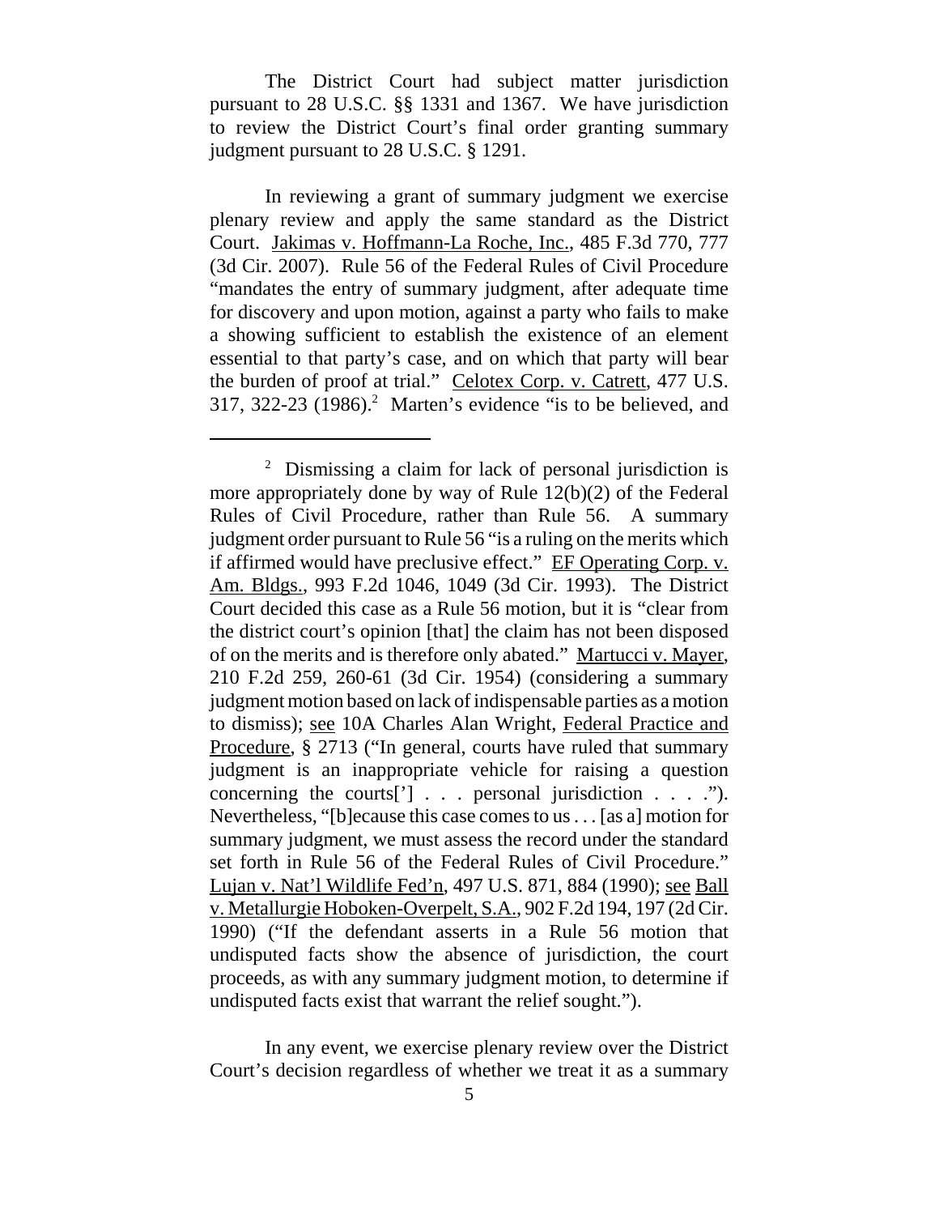The District Court had subject matter jurisdiction pursuant to 28 U.S.C. §§ 1331 and 1367. We have jurisdiction to review the District Court's final order granting summary judgment pursuant to 28 U.S.C. § 1291.

In reviewing a grant of summary judgment we exercise plenary review and apply the same standard as the District Court. Jakimas v. Hoffmann-La Roche, Inc., 485 F.3d 770, 777 (3d Cir. 2007). Rule 56 of the Federal Rules of Civil Procedure "mandates the entry of summary judgment, after adequate time for discovery and upon motion, against a party who fails to make a showing sufficient to establish the existence of an element essential to that party's case, and on which that party will bear the burden of proof at trial." Celotex Corp. v. Catrett, 477 U.S. 317, 322-23 (1986).[2] Marten's evidence "is to be believed, and

[2] Dismissing a claim for lack of personal jurisdiction is more appropriately done by way of Rule 12(b)(2) of the Federal Rules of Civil Procedure, rather than Rule 56. A summary judgment order pursuant to Rule 56 "is a ruling on the merits which if affirmed would have preclusive effect." EF Operating Corp. v. Am. Bldgs., 993 F.2d 1046, 1049 (3d Cir. 1993). The District Court decided this case as a Rule 56 motion, but it is "clear from the district court's opinion [that] the claim has not been disposed of on the merits and is therefore only abated." Martucci v. Mayer, 210 F.2d 259, 260-61 (3d Cir. 1954) (considering a summary judgment motion based on lack of indispensable parties as a motion to dismiss); see 10A Charles Alan Wright, Federal Practice and Procedure, § 2713 ("In general, courts have ruled that summary judgment is an inappropriate vehicle for raising a question concerning the courts['] . . . personal jurisdiction . . . ."). Nevertheless, "[b]ecause this case comes to us . . . [as a] motion for summary judgment, we must assess the record under the standard set forth in Rule 56 of the Federal Rules of Civil Procedure." Lujan v. Nat'l Wildlife Fed'n, 497 U.S. 871, 884 (1990); see Ball v. Metallurgie Hoboken-Overpelt, S.A., 902 F.2d 194, 197 (2d Cir. 1990) ("If the defendant asserts in a Rule 56 motion that undisputed facts show the absence of jurisdiction, the court proceeds, as with any summary judgment motion, to determine if undisputed facts exist that warrant the relief sought.").

In any event, we exercise plenary review over the District Court's decision regardless of whether we treat it as a summary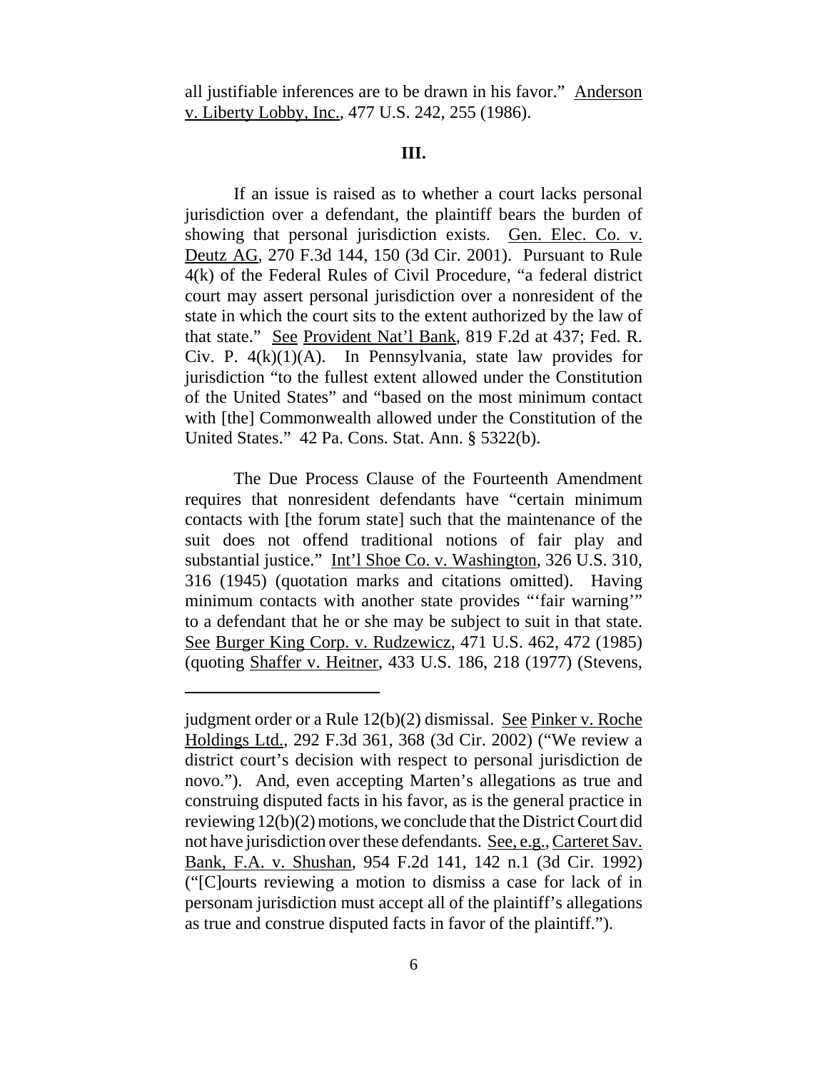all justifiable inferences are to be drawn in his favor." Anderson v. Liberty Lobby, Inc., 477 U.S. 242, 255 (1986).

## III.

If an issue is raised as to whether a court lacks personal jurisdiction over a defendant, the plaintiff bears the burden of showing that personal jurisdiction exists. Gen. Elec. Co. v. Deutz AG, 270 F.3d 144, 150 (3d Cir. 2001). Pursuant to Rule 4(k) of the Federal Rules of Civil Procedure, "a federal district court may assert personal jurisdiction over a nonresident of the state in which the court sits to the extent authorized by the law of that state." See Provident Nat'l Bank, 819 F.2d at 437; Fed. R. Civ. P. 4(k)(1)(A). In Pennsylvania, state law provides for jurisdiction "to the fullest extent allowed under the Constitution of the United States" and "based on the most minimum contact with [the] Commonwealth allowed under the Constitution of the United States." 42 Pa. Cons. Stat. Ann. § 5322(b).

The Due Process Clause of the Fourteenth Amendment requires that nonresident defendants have "certain minimum contacts with [the forum state] such that the maintenance of the suit does not offend traditional notions of fair play and substantial justice." Int'l Shoe Co. v. Washington, 326 U.S. 310, 316 (1945) (quotation marks and citations omitted). Having minimum contacts with another state provides "'fair warning'" to a defendant that he or she may be subject to suit in that state. See Burger King Corp. v. Rudzewicz, 471 U.S. 462, 472 (1985) (quoting Shaffer v. Heitner, 433 U.S. 186, 218 (1977) (Stevens,

---

judgment order or a Rule 12(b)(2) dismissal. See Pinker v. Roche Holdings Ltd., 292 F.3d 361, 368 (3d Cir. 2002) ("We review a district court's decision with respect to personal jurisdiction de novo."). And, even accepting Marten's allegations as true and construing disputed facts in his favor, as is the general practice in reviewing 12(b)(2) motions, we conclude that the District Court did not have jurisdiction over these defendants. See, e.g., Carteret Sav. Bank, F.A. v. Shushan, 954 F.2d 141, 142 n.1 (3d Cir. 1992) ("[C]ourts reviewing a motion to dismiss a case for lack of in personam jurisdiction must accept all of the plaintiff's allegations as true and construe disputed facts in favor of the plaintiff.").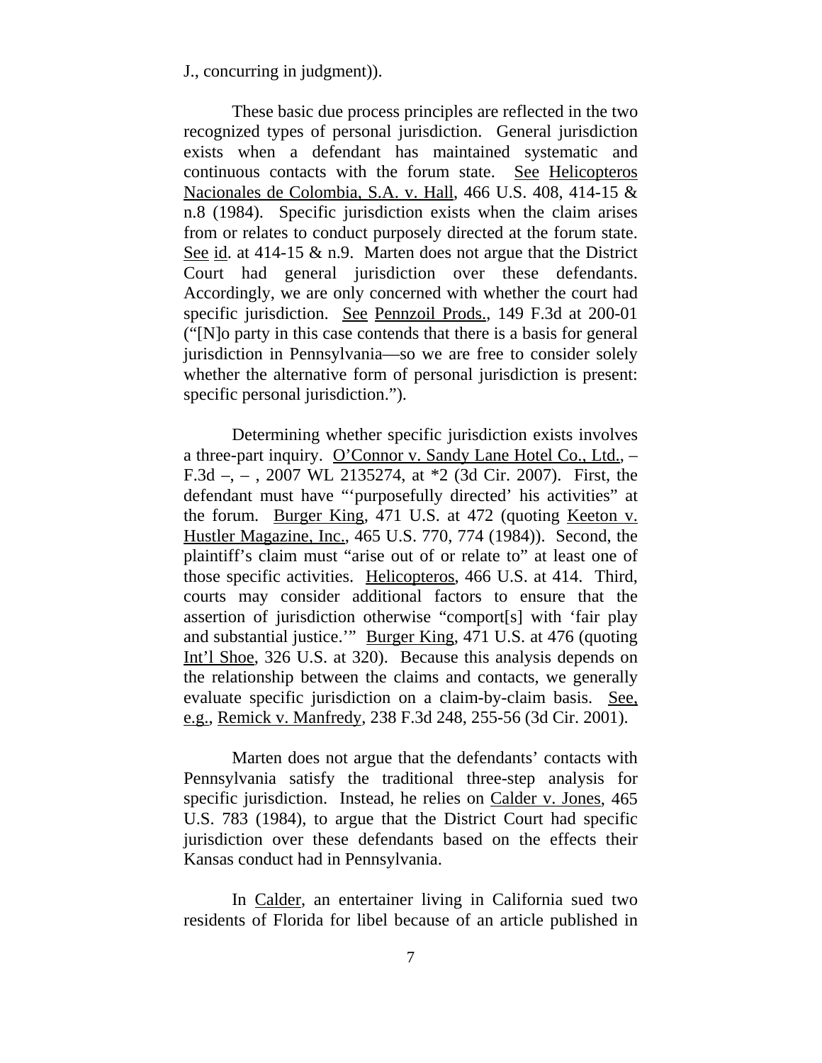J., concurring in judgment)).

These basic due process principles are reflected in the two recognized types of personal jurisdiction. General jurisdiction exists when a defendant has maintained systematic and continuous contacts with the forum state. See Helicopteros Nacionales de Colombia, S.A. v. Hall, 466 U.S. 408, 414-15 & n.8 (1984). Specific jurisdiction exists when the claim arises from or relates to conduct purposely directed at the forum state. See id. at 414-15 & n.9. Marten does not argue that the District Court had general jurisdiction over these defendants. Accordingly, we are only concerned with whether the court had specific jurisdiction. See Pennzoil Prods., 149 F.3d at 200-01 ("[N]o party in this case contends that there is a basis for general jurisdiction in Pennsylvania—so we are free to consider solely whether the alternative form of personal jurisdiction is present: specific personal jurisdiction.").

Determining whether specific jurisdiction exists involves a three-part inquiry. O'Connor v. Sandy Lane Hotel Co., Ltd., – F.3d –, – , 2007 WL 2135274, at *2 (3d Cir. 2007). First, the defendant must have "'purposefully directed' his activities" at the forum. Burger King, 471 U.S. at 472 (quoting Keeton v. Hustler Magazine, Inc., 465 U.S. 770, 774 (1984)). Second, the plaintiff's claim must "arise out of or relate to" at least one of those specific activities. Helicopteros, 466 U.S. at 414. Third, courts may consider additional factors to ensure that the assertion of jurisdiction otherwise "comport[s] with 'fair play and substantial justice.'" Burger King, 471 U.S. at 476 (quoting Int'l Shoe, 326 U.S. at 320). Because this analysis depends on the relationship between the claims and contacts, we generally evaluate specific jurisdiction on a claim-by-claim basis. See, e.g., Remick v. Manfredy, 238 F.3d 248, 255-56 (3d Cir. 2001).

Marten does not argue that the defendants' contacts with Pennsylvania satisfy the traditional three-step analysis for specific jurisdiction. Instead, he relies on Calder v. Jones, 465 U.S. 783 (1984), to argue that the District Court had specific jurisdiction over these defendants based on the effects their Kansas conduct had in Pennsylvania.

In Calder, an entertainer living in California sued two residents of Florida for libel because of an article published in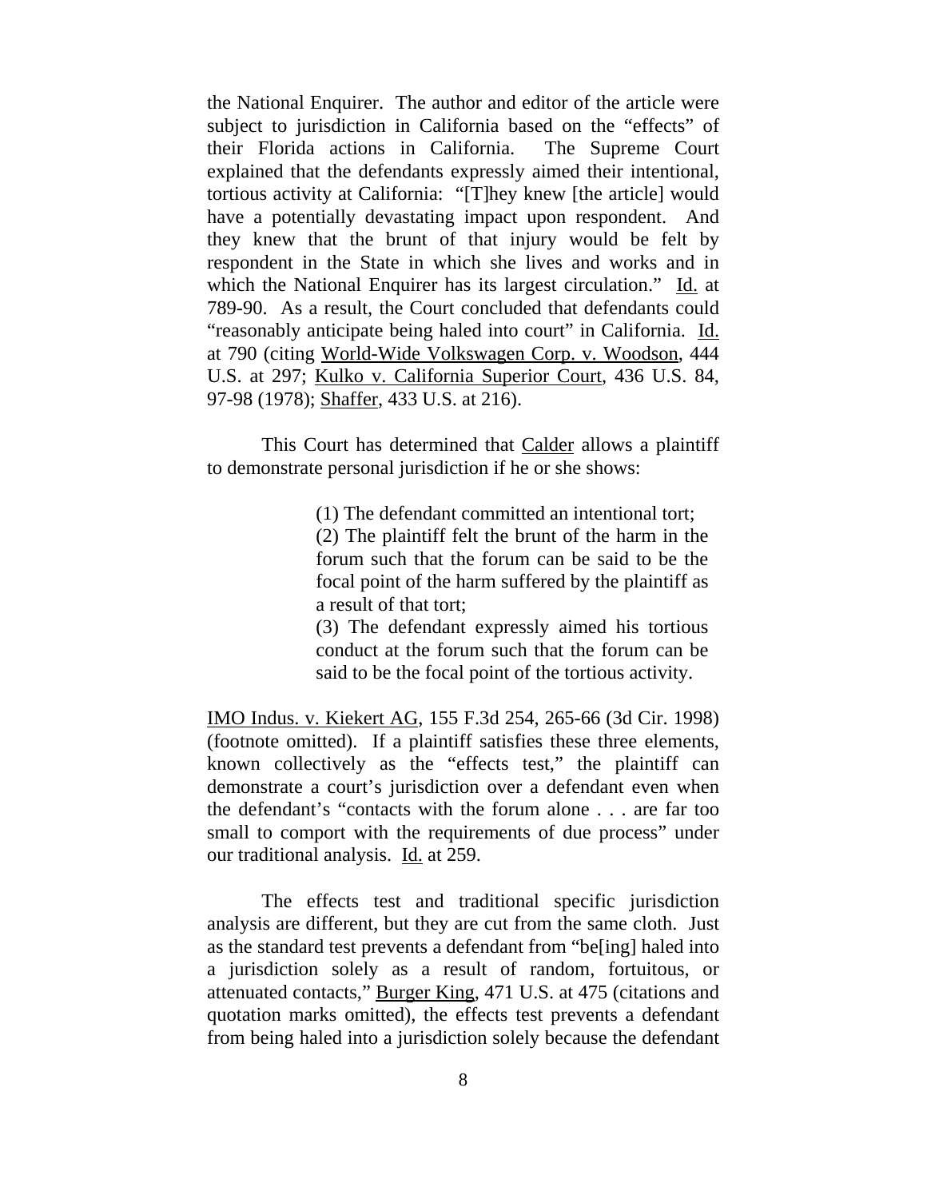the National Enquirer. The author and editor of the article were subject to jurisdiction in California based on the "effects" of their Florida actions in California. The Supreme Court explained that the defendants expressly aimed their intentional, tortious activity at California: "[T]hey knew [the article] would have a potentially devastating impact upon respondent. And they knew that the brunt of that injury would be felt by respondent in the State in which she lives and works and in which the National Enquirer has its largest circulation." Id. at 789-90. As a result, the Court concluded that defendants could "reasonably anticipate being haled into court" in California. Id. at 790 (citing World-Wide Volkswagen Corp. v. Woodson, 444 U.S. at 297; Kulko v. California Superior Court, 436 U.S. 84, 97-98 (1978); Shaffer, 433 U.S. at 216).

This Court has determined that Calder allows a plaintiff to demonstrate personal jurisdiction if he or she shows:

> (1) The defendant committed an intentional tort;
> (2) The plaintiff felt the brunt of the harm in the forum such that the forum can be said to be the focal point of the harm suffered by the plaintiff as a result of that tort;
> (3) The defendant expressly aimed his tortious conduct at the forum such that the forum can be said to be the focal point of the tortious activity.

IMO Indus. v. Kiekert AG, 155 F.3d 254, 265-66 (3d Cir. 1998) (footnote omitted). If a plaintiff satisfies these three elements, known collectively as the "effects test," the plaintiff can demonstrate a court's jurisdiction over a defendant even when the defendant's "contacts with the forum alone . . . are far too small to comport with the requirements of due process" under our traditional analysis. Id. at 259.

The effects test and traditional specific jurisdiction analysis are different, but they are cut from the same cloth. Just as the standard test prevents a defendant from "be[ing] haled into a jurisdiction solely as a result of random, fortuitous, or attenuated contacts," Burger King, 471 U.S. at 475 (citations and quotation marks omitted), the effects test prevents a defendant from being haled into a jurisdiction solely because the defendant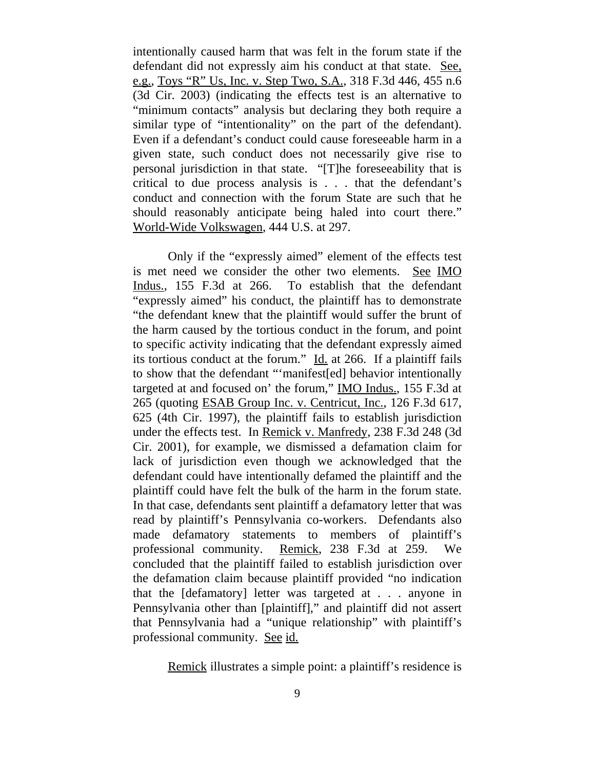intentionally caused harm that was felt in the forum state if the defendant did not expressly aim his conduct at that state. See, e.g., Toys "R" Us, Inc. v. Step Two, S.A., 318 F.3d 446, 455 n.6 (3d Cir. 2003) (indicating the effects test is an alternative to "minimum contacts" analysis but declaring they both require a similar type of "intentionality" on the part of the defendant). Even if a defendant's conduct could cause foreseeable harm in a given state, such conduct does not necessarily give rise to personal jurisdiction in that state. "[T]he foreseeability that is critical to due process analysis is . . . that the defendant's conduct and connection with the forum State are such that he should reasonably anticipate being haled into court there." World-Wide Volkswagen, 444 U.S. at 297.

Only if the "expressly aimed" element of the effects test is met need we consider the other two elements. See IMO Indus., 155 F.3d at 266. To establish that the defendant "expressly aimed" his conduct, the plaintiff has to demonstrate "the defendant knew that the plaintiff would suffer the brunt of the harm caused by the tortious conduct in the forum, and point to specific activity indicating that the defendant expressly aimed its tortious conduct at the forum." Id. at 266. If a plaintiff fails to show that the defendant "'manifest[ed] behavior intentionally targeted at and focused on' the forum," IMO Indus., 155 F.3d at 265 (quoting ESAB Group Inc. v. Centricut, Inc., 126 F.3d 617, 625 (4th Cir. 1997), the plaintiff fails to establish jurisdiction under the effects test. In Remick v. Manfredy, 238 F.3d 248 (3d Cir. 2001), for example, we dismissed a defamation claim for lack of jurisdiction even though we acknowledged that the defendant could have intentionally defamed the plaintiff and the plaintiff could have felt the bulk of the harm in the forum state. In that case, defendants sent plaintiff a defamatory letter that was read by plaintiff's Pennsylvania co-workers. Defendants also made defamatory statements to members of plaintiff's professional community. Remick, 238 F.3d at 259. We concluded that the plaintiff failed to establish jurisdiction over the defamation claim because plaintiff provided "no indication that the [defamatory] letter was targeted at . . . anyone in Pennsylvania other than [plaintiff]," and plaintiff did not assert that Pennsylvania had a "unique relationship" with plaintiff's professional community. See id.

Remick illustrates a simple point: a plaintiff's residence is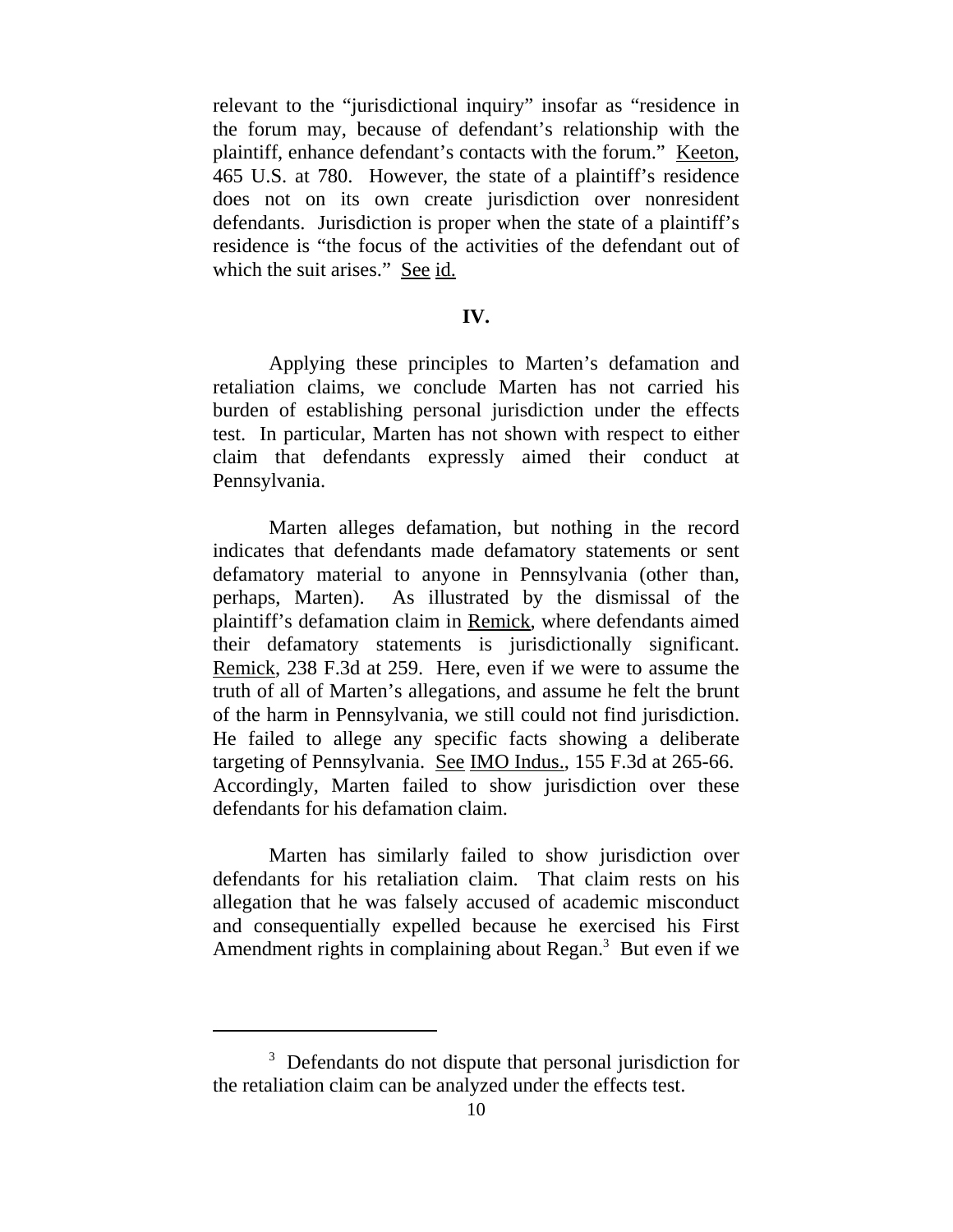relevant to the "jurisdictional inquiry" insofar as "residence in the forum may, because of defendant's relationship with the plaintiff, enhance defendant's contacts with the forum." Keeton, 465 U.S. at 780. However, the state of a plaintiff's residence does not on its own create jurisdiction over nonresident defendants. Jurisdiction is proper when the state of a plaintiff's residence is "the focus of the activities of the defendant out of which the suit arises." See id.

## IV.

Applying these principles to Marten's defamation and retaliation claims, we conclude Marten has not carried his burden of establishing personal jurisdiction under the effects test. In particular, Marten has not shown with respect to either claim that defendants expressly aimed their conduct at Pennsylvania.

Marten alleges defamation, but nothing in the record indicates that defendants made defamatory statements or sent defamatory material to anyone in Pennsylvania (other than, perhaps, Marten). As illustrated by the dismissal of the plaintiff's defamation claim in Remick, where defendants aimed their defamatory statements is jurisdictionally significant. Remick, 238 F.3d at 259. Here, even if we were to assume the truth of all of Marten's allegations, and assume he felt the brunt of the harm in Pennsylvania, we still could not find jurisdiction. He failed to allege any specific facts showing a deliberate targeting of Pennsylvania. See IMO Indus., 155 F.3d at 265-66. Accordingly, Marten failed to show jurisdiction over these defendants for his defamation claim.

Marten has similarly failed to show jurisdiction over defendants for his retaliation claim. That claim rests on his allegation that he was falsely accused of academic misconduct and consequentially expelled because he exercised his First Amendment rights in complaining about Regan.[3] But even if we

[3] Defendants do not dispute that personal jurisdiction for the retaliation claim can be analyzed under the effects test.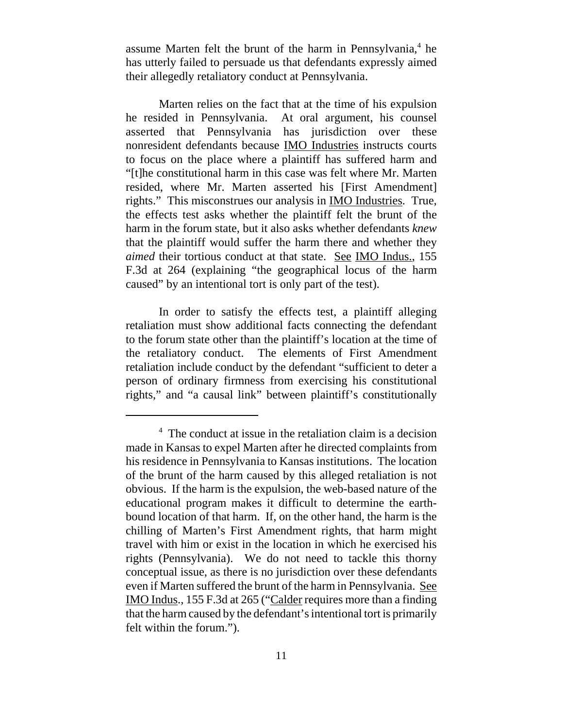assume Marten felt the brunt of the harm in Pennsylvania,[4] he has utterly failed to persuade us that defendants expressly aimed their allegedly retaliatory conduct at Pennsylvania.

Marten relies on the fact that at the time of his expulsion he resided in Pennsylvania. At oral argument, his counsel asserted that Pennsylvania has jurisdiction over these nonresident defendants because IMO Industries instructs courts to focus on the place where a plaintiff has suffered harm and "[t]he constitutional harm in this case was felt where Mr. Marten resided, where Mr. Marten asserted his [First Amendment] rights." This misconstrues our analysis in IMO Industries. True, the effects test asks whether the plaintiff felt the brunt of the harm in the forum state, but it also asks whether defendants *knew* that the plaintiff would suffer the harm there and whether they *aimed* their tortious conduct at that state. See IMO Indus., 155 F.3d at 264 (explaining "the geographical locus of the harm caused" by an intentional tort is only part of the test).

In order to satisfy the effects test, a plaintiff alleging retaliation must show additional facts connecting the defendant to the forum state other than the plaintiff's location at the time of the retaliatory conduct. The elements of First Amendment retaliation include conduct by the defendant "sufficient to deter a person of ordinary firmness from exercising his constitutional rights," and "a causal link" between plaintiff's constitutionally

---

[4] The conduct at issue in the retaliation claim is a decision made in Kansas to expel Marten after he directed complaints from his residence in Pennsylvania to Kansas institutions. The location of the brunt of the harm caused by this alleged retaliation is not obvious. If the harm is the expulsion, the web-based nature of the educational program makes it difficult to determine the earth-bound location of that harm. If, on the other hand, the harm is the chilling of Marten's First Amendment rights, that harm might travel with him or exist in the location in which he exercised his rights (Pennsylvania). We do not need to tackle this thorny conceptual issue, as there is no jurisdiction over these defendants even if Marten suffered the brunt of the harm in Pennsylvania. See IMO Indus., 155 F.3d at 265 ("Calder requires more than a finding that the harm caused by the defendant's intentional tort is primarily felt within the forum.").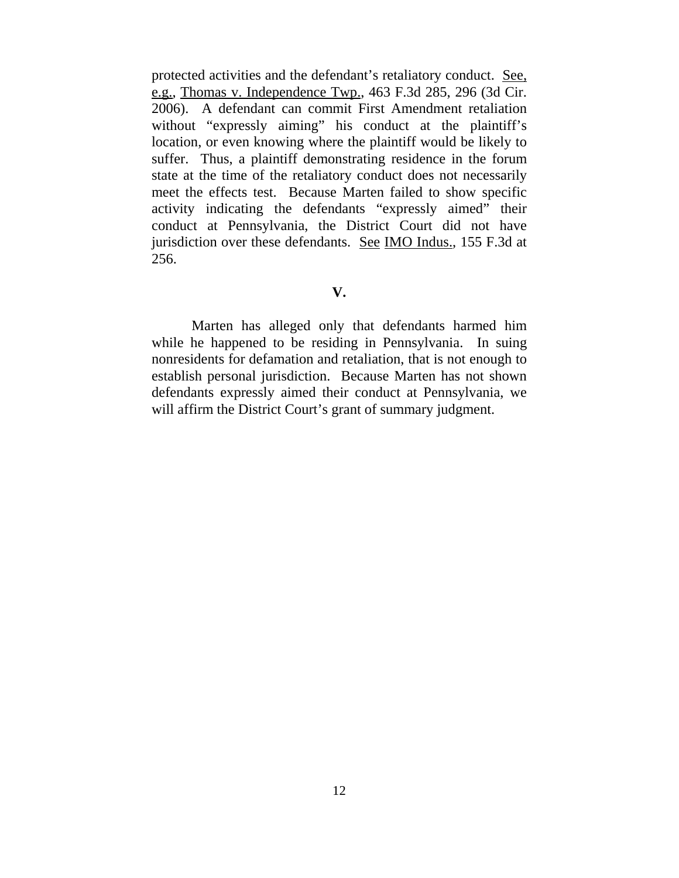protected activities and the defendant's retaliatory conduct. See, e.g., Thomas v. Independence Twp., 463 F.3d 285, 296 (3d Cir. 2006). A defendant can commit First Amendment retaliation without "expressly aiming" his conduct at the plaintiff's location, or even knowing where the plaintiff would be likely to suffer. Thus, a plaintiff demonstrating residence in the forum state at the time of the retaliatory conduct does not necessarily meet the effects test. Because Marten failed to show specific activity indicating the defendants "expressly aimed" their conduct at Pennsylvania, the District Court did not have jurisdiction over these defendants. See IMO Indus., 155 F.3d at 256.

## V.

Marten has alleged only that defendants harmed him while he happened to be residing in Pennsylvania. In suing nonresidents for defamation and retaliation, that is not enough to establish personal jurisdiction. Because Marten has not shown defendants expressly aimed their conduct at Pennsylvania, we will affirm the District Court's grant of summary judgment.